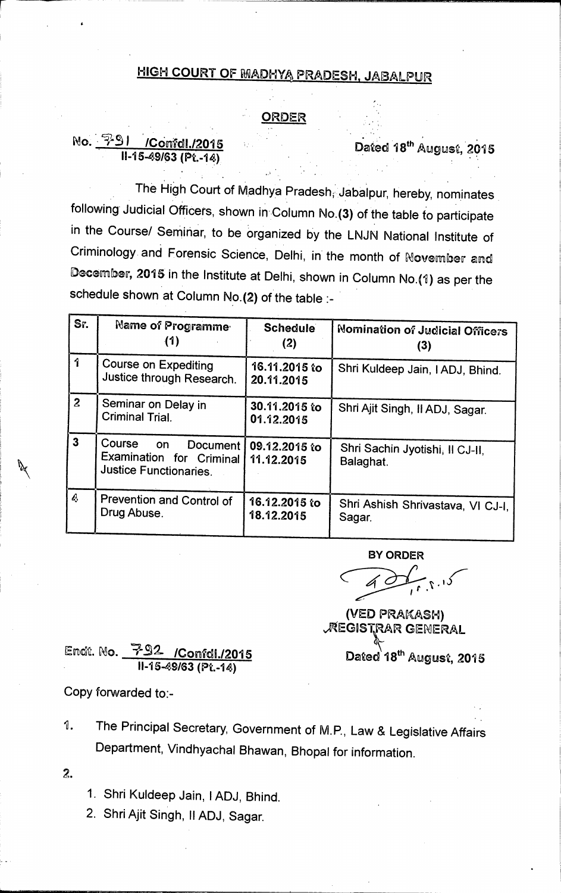# HIGH COURT OF MADHYA PRADESH, JABALPUR

## ORDER

No. 791 /Confdl./2015
II-15-49/63 (Pt.-14)

Dated 18th August, 2015

The High Court of Madhya Pradesh, Jabalpur, hereby, nominates following Judicial Officers, shown in Column No.(3) of the table to participate in the Course/ Seminar, to be organized by the LNJN National Institute of Criminology and Forensic Science, Delhi, in the month of November and December, 2015 in the Institute at Delhi, shown in Column No.(1) as per the schedule shown at Column No.(2) of the table :-

| Sr. | Name of Programme (1) | Schedule (2) | Nomination of Judicial Officers (3) |
|---|---|---|---|
| 1 | Course on Expediting Justice through Research. | 16.11.2015 to 20.11.2015 | Shri Kuldeep Jain, I ADJ, Bhind. |
| 2 | Seminar on Delay in Criminal Trial. | 30.11.2015 to 01.12.2015 | Shri Ajit Singh, II ADJ, Sagar. |
| 3 | Course on Document Examination for Criminal Justice Functionaries. | 09.12.2015 to 11.12.2015 | Shri Sachin Jyotishi, II CJ-II, Balaghat. |
| 4 | Prevention and Control of Drug Abuse. | 16.12.2015 to 18.12.2015 | Shri Ashish Shrivastava, VI CJ-I, Sagar. |

BY ORDER

(VED PRAKASH)
REGISTRAR GENERAL

Endt. No. 792 /Confdl./2015
II-15-49/63 (Pt.-14)

Dated 18th August, 2015

Copy forwarded to:-

1. The Principal Secretary, Government of M.P., Law & Legislative Affairs Department, Vindhyachal Bhawan, Bhopal for information.

2.
    1. Shri Kuldeep Jain, I ADJ, Bhind.
    2. Shri Ajit Singh, II ADJ, Sagar.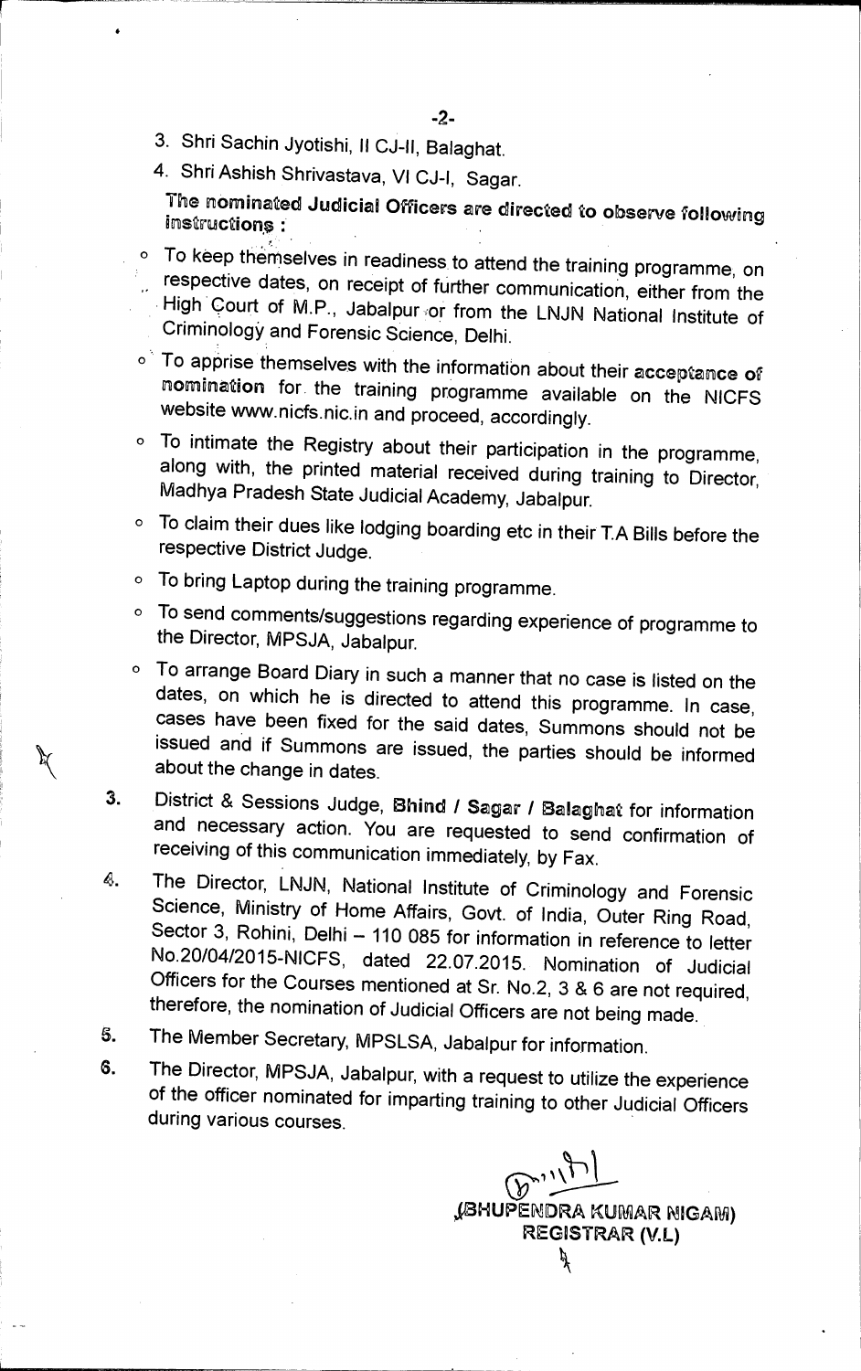3. Shri Sachin Jyotishi, II CJ-II, Balaghat.
4. Shri Ashish Shrivastava, VI CJ-I, Sagar.

**The nominated Judicial Officers are directed to observe following instructions :**

- To keep themselves in readiness to attend the training programme, on respective dates, on receipt of further communication, either from the High Court of M.P., Jabalpur or from the LNJN National Institute of Criminology and Forensic Science, Delhi.
- To apprise themselves with the information about their **acceptance of nomination** for the training programme available on the NICFS website www.nicfs.nic.in and proceed, accordingly.
- To intimate the Registry about their participation in the programme, along with, the printed material received during training to Director, Madhya Pradesh State Judicial Academy, Jabalpur.
- To claim their dues like lodging boarding etc in their T.A Bills before the respective District Judge.
- To bring Laptop during the training programme.
- To send comments/suggestions regarding experience of programme to the Director, MPSJA, Jabalpur.
- To arrange Board Diary in such a manner that no case is listed on the dates, on which he is directed to attend this programme. In case, cases have been fixed for the said dates, Summons should not be issued and if Summons are issued, the parties should be informed about the change in dates.

3. District & Sessions Judge, **Bhind / Sagar / Balaghat** for information and necessary action. You are requested to send confirmation of receiving of this communication immediately, by Fax.

4. The Director, LNJN, National Institute of Criminology and Forensic Science, Ministry of Home Affairs, Govt. of India, Outer Ring Road, Sector 3, Rohini, Delhi – 110 085 for information in reference to letter No.20/04/2015-NICFS, dated 22.07.2015. Nomination of Judicial Officers for the Courses mentioned at Sr. No.2, 3 & 6 are not required, therefore, the nomination of Judicial Officers are not being made.

5. The Member Secretary, MPSLSA, Jabalpur for information.

6. The Director, MPSJA, Jabalpur, with a request to utilize the experience of the officer nominated for imparting training to other Judicial Officers during various courses.

**(BHUPENDRA KUMAR NIGAM)**
**REGISTRAR (V.L)**